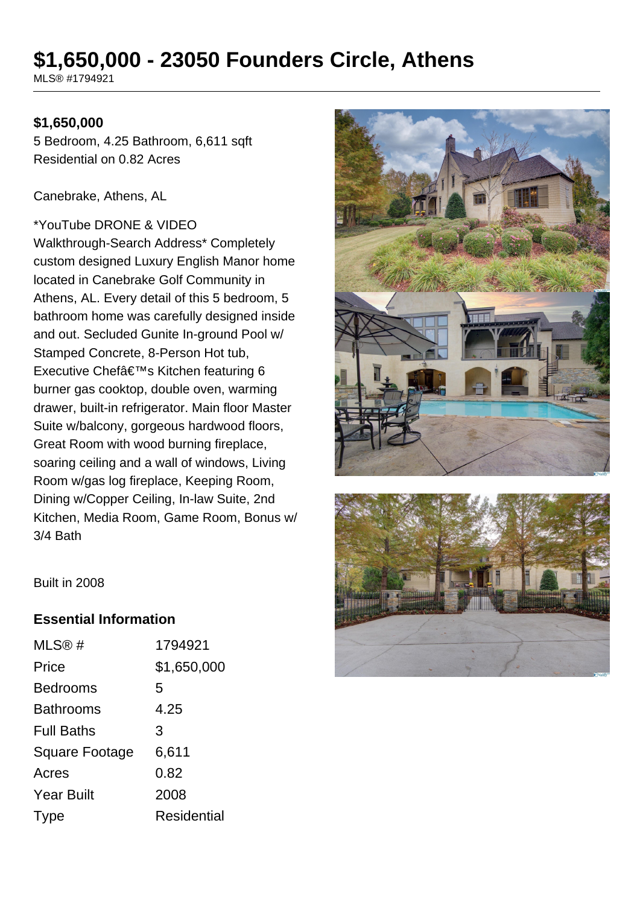# $1,650,000 - 23050 Founders Circle, Athens

MLS® #1794921

**$1,650,000**

5 Bedroom, 4.25 Bathroom, 6,611 sqft
Residential on 0.82 Acres

Canebrake, Athens, AL

*YouTube DRONE & VIDEO Walkthrough-Search Address* Completely custom designed Luxury English Manor home located in Canebrake Golf Community in Athens, AL. Every detail of this 5 bedroom, 5 bathroom home was carefully designed inside and out. Secluded Gunite In-ground Pool w/ Stamped Concrete, 8-Person Hot tub, Executive Chefâ€™s Kitchen featuring 6 burner gas cooktop, double oven, warming drawer, built-in refrigerator. Main floor Master Suite w/balcony, gorgeous hardwood floors, Great Room with wood burning fireplace, soaring ceiling and a wall of windows, Living Room w/gas log fireplace, Keeping Room, Dining w/Copper Ceiling, In-law Suite, 2nd Kitchen, Media Room, Game Room, Bonus w/ 3/4 Bath

Built in 2008

## Essential Information

| | |
|---|---|
| MLS® # | 1794921 |
| Price | $1,650,000 |
| Bedrooms | 5 |
| Bathrooms | 4.25 |
| Full Baths | 3 |
| Square Footage | 6,611 |
| Acres | 0.82 |
| Year Built | 2008 |
| Type | Residential |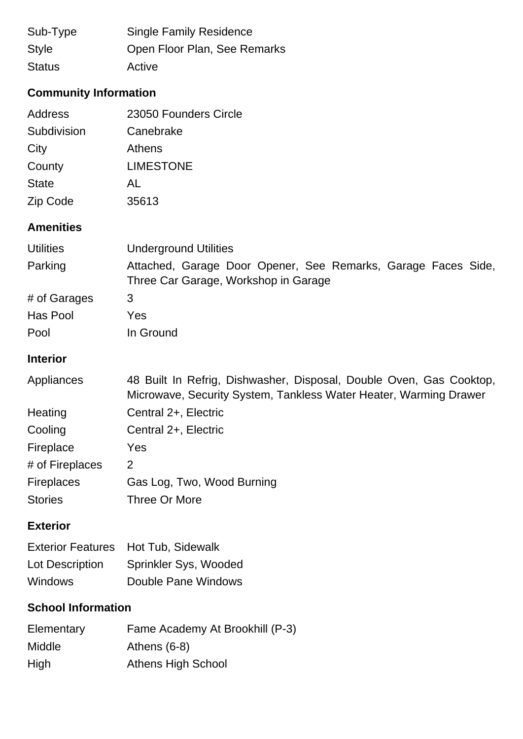| | |
|---|---|
| Sub-Type | Single Family Residence |
| Style | Open Floor Plan, See Remarks |
| Status | Active |

### Community Information

| | |
|---|---|
| Address | 23050 Founders Circle |
| Subdivision | Canebrake |
| City | Athens |
| County | LIMESTONE |
| State | AL |
| Zip Code | 35613 |

### Amenities

| | |
|---|---|
| Utilities | Underground Utilities |
| Parking | Attached, Garage Door Opener, See Remarks, Garage Faces Side, Three Car Garage, Workshop in Garage |
| # of Garages | 3 |
| Has Pool | Yes |
| Pool | In Ground |

### Interior

| | |
|---|---|
| Appliances | 48 Built In Refrig, Dishwasher, Disposal, Double Oven, Gas Cooktop, Microwave, Security System, Tankless Water Heater, Warming Drawer |
| Heating | Central 2+, Electric |
| Cooling | Central 2+, Electric |
| Fireplace | Yes |
| # of Fireplaces | 2 |
| Fireplaces | Gas Log, Two, Wood Burning |
| Stories | Three Or More |

### Exterior

| | |
|---|---|
| Exterior Features | Hot Tub, Sidewalk |
| Lot Description | Sprinkler Sys, Wooded |
| Windows | Double Pane Windows |

### School Information

| | |
|---|---|
| Elementary | Fame Academy At Brookhill (P-3) |
| Middle | Athens (6-8) |
| High | Athens High School |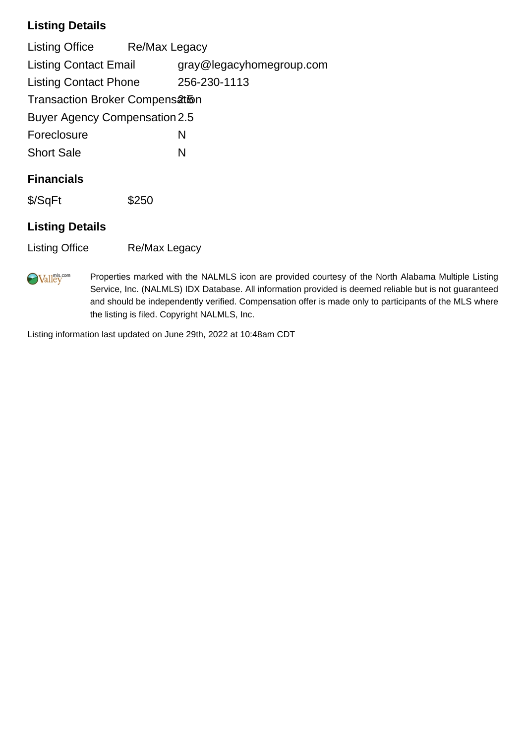### Listing Details

| | |
|---|---|
| Listing Office | Re/Max Legacy |
| Listing Contact Email | gray@legacyhomegroup.com |
| Listing Contact Phone | 256-230-1113 |
| Transaction Broker Compensation | 2.5 |
| Buyer Agency Compensation | 2.5 |
| Foreclosure | N |
| Short Sale | N |

### Financials

| | |
|---|---|
| $/SqFt | $250 |

### Listing Details

| | |
|---|---|
| Listing Office | Re/Max Legacy |

Properties marked with the NALMLS icon are provided courtesy of the North Alabama Multiple Listing Service, Inc. (NALMLS) IDX Database. All information provided is deemed reliable but is not guaranteed and should be independently verified. Compensation offer is made only to participants of the MLS where the listing is filed. Copyright NALMLS, Inc.

Listing information last updated on June 29th, 2022 at 10:48am CDT